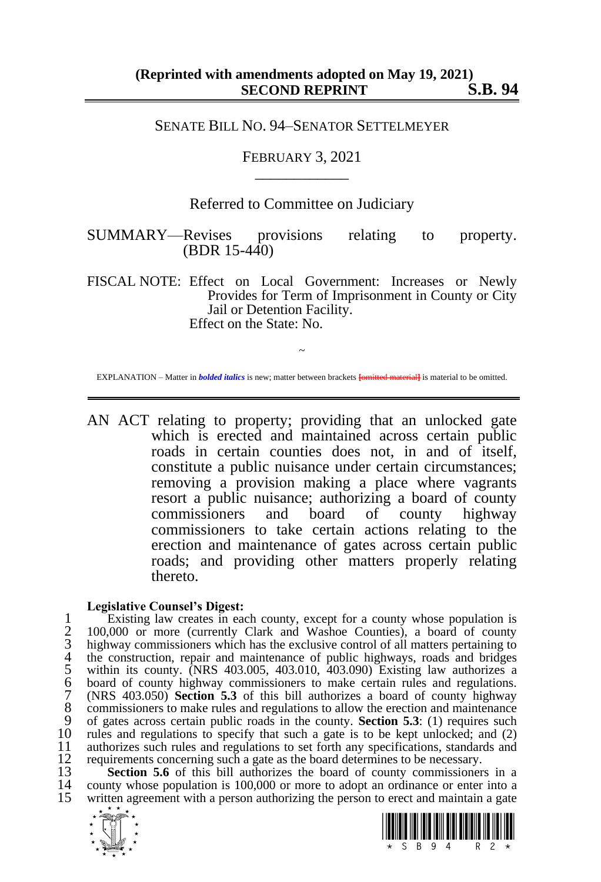**(Reprinted with amendments adopted on May 19, 2021)**
**SECOND REPRINT S.B. 94**

SENATE BILL NO. 94–SENATOR SETTELMEYER

FEBRUARY 3, 2021

Referred to Committee on Judiciary

SUMMARY—Revises provisions relating to property. (BDR 15-440)

FISCAL NOTE: Effect on Local Government: Increases or Newly Provides for Term of Imprisonment in County or City Jail or Detention Facility.
Effect on the State: No.

~

EXPLANATION – Matter in ***bolded italics*** is new; matter between brackets [omitted material] is material to be omitted.

AN ACT relating to property; providing that an unlocked gate which is erected and maintained across certain public roads in certain counties does not, in and of itself, constitute a public nuisance under certain circumstances; removing a provision making a place where vagrants resort a public nuisance; authorizing a board of county commissioners and board of county highway commissioners to take certain actions relating to the erection and maintenance of gates across certain public roads; and providing other matters properly relating thereto.

**Legislative Counsel's Digest:**

Existing law creates in each county, except for a county whose population is 100,000 or more (currently Clark and Washoe Counties), a board of county highway commissioners which has the exclusive control of all matters pertaining to the construction, repair and maintenance of public highways, roads and bridges within its county. (NRS 403.005, 403.010, 403.090) Existing law authorizes a board of county highway commissioners to make certain rules and regulations. (NRS 403.050) **Section 5.3** of this bill authorizes a board of county highway commissioners to make rules and regulations to allow the erection and maintenance of gates across certain public roads in the county. **Section 5.3**: (1) requires such rules and regulations to specify that such a gate is to be kept unlocked; and (2) authorizes such rules and regulations to set forth any specifications, standards and requirements concerning such a gate as the board determines to be necessary.

**Section 5.6** of this bill authorizes the board of county commissioners in a county whose population is 100,000 or more to adopt an ordinance or enter into a written agreement with a person authorizing the person to erect and maintain a gate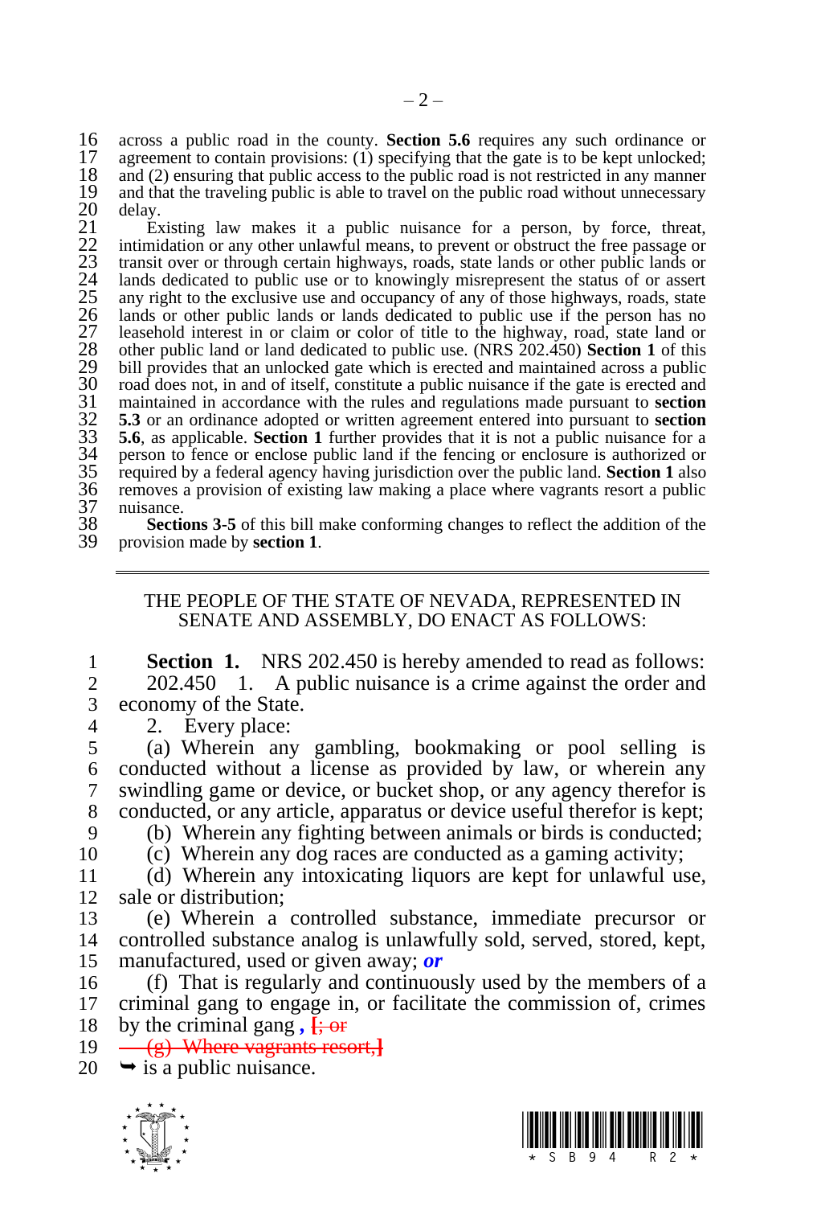across a public road in the county. **Section 5.6** requires any such ordinance or agreement to contain provisions: (1) specifying that the gate is to be kept unlocked; and (2) ensuring that public access to the public road is not restricted in any manner and that the traveling public is able to travel on the public road without unnecessary delay.

Existing law makes it a public nuisance for a person, by force, threat, intimidation or any other unlawful means, to prevent or obstruct the free passage or transit over or through certain highways, roads, state lands or other public lands or lands dedicated to public use or to knowingly misrepresent the status of or assert any right to the exclusive use and occupancy of any of those highways, roads, state lands or other public lands or lands dedicated to public use if the person has no leasehold interest in or claim or color of title to the highway, road, state land or other public land or land dedicated to public use. (NRS 202.450) **Section 1** of this bill provides that an unlocked gate which is erected and maintained across a public road does not, in and of itself, constitute a public nuisance if the gate is erected and maintained in accordance with the rules and regulations made pursuant to **section 5.3** or an ordinance adopted or written agreement entered into pursuant to **section 5.6**, as applicable. **Section 1** further provides that it is not a public nuisance for a person to fence or enclose public land if the fencing or enclosure is authorized or required by a federal agency having jurisdiction over the public land. **Section 1** also removes a provision of existing law making a place where vagrants resort a public nuisance.

**Sections 3-5** of this bill make conforming changes to reflect the addition of the provision made by **section 1**.

---

THE PEOPLE OF THE STATE OF NEVADA, REPRESENTED IN SENATE AND ASSEMBLY, DO ENACT AS FOLLOWS:

**Section 1.** NRS 202.450 is hereby amended to read as follows:

202.450 1. A public nuisance is a crime against the order and economy of the State.

2. Every place:

(a) Wherein any gambling, bookmaking or pool selling is conducted without a license as provided by law, or wherein any swindling game or device, or bucket shop, or any agency therefor is conducted, or any article, apparatus or device useful therefor is kept;

(b) Wherein any fighting between animals or birds is conducted;

(c) Wherein any dog races are conducted as a gaming activity;

(d) Wherein any intoxicating liquors are kept for unlawful use, sale or distribution;

(e) Wherein a controlled substance, immediate precursor or controlled substance analog is unlawfully sold, served, stored, kept, manufactured, used or given away; ***or***

(f) That is regularly and continuously used by the members of a criminal gang to engage in, or facilitate the commission of, crimes by the criminal gang ***,*** [; or

(g) Where vagrants resort,]

➥ is a public nuisance.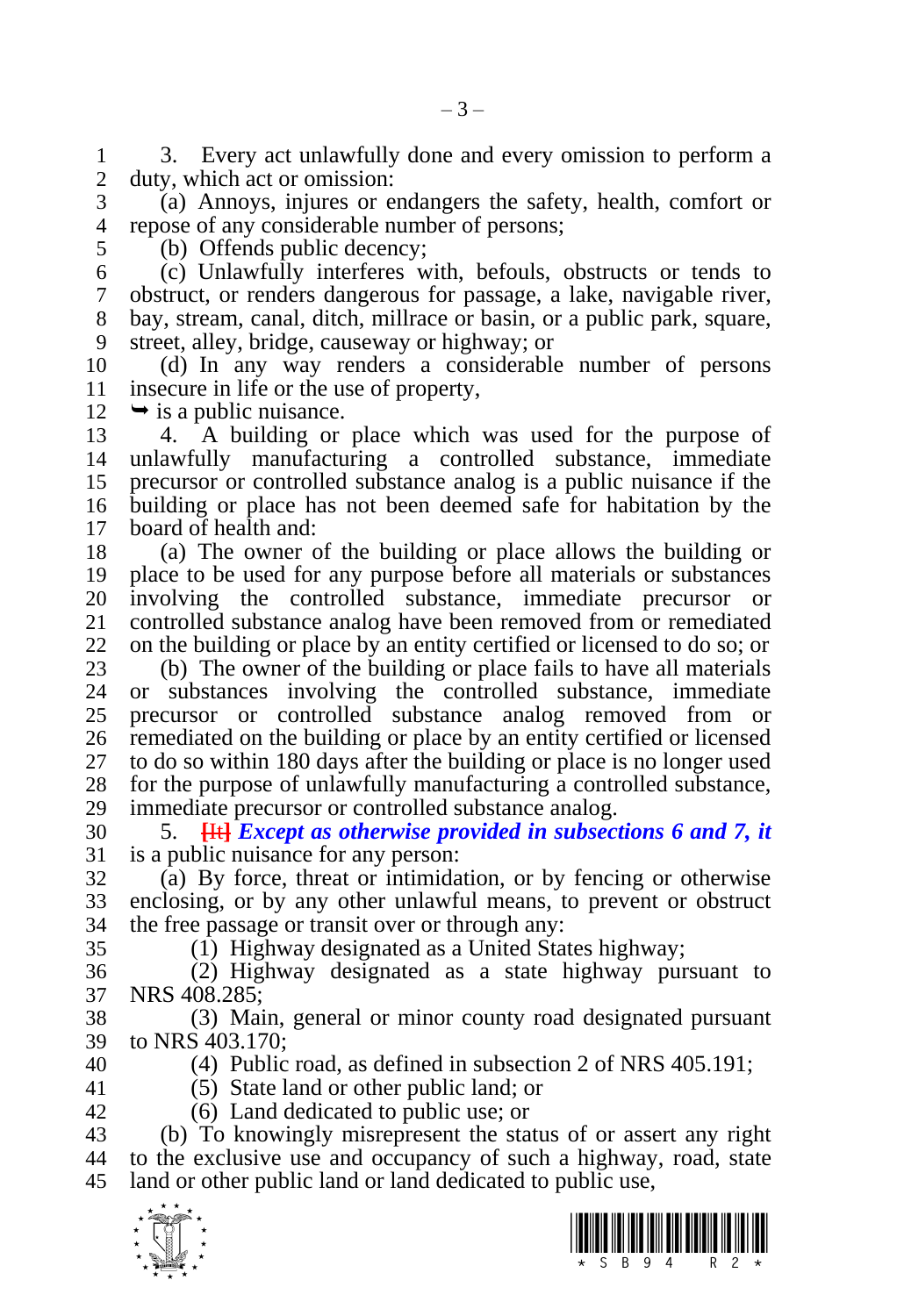3. Every act unlawfully done and every omission to perform a duty, which act or omission:

(a) Annoys, injures or endangers the safety, health, comfort or repose of any considerable number of persons;

(b) Offends public decency;

(c) Unlawfully interferes with, befouls, obstructs or tends to obstruct, or renders dangerous for passage, a lake, navigable river, bay, stream, canal, ditch, millrace or basin, or a public park, square, street, alley, bridge, causeway or highway; or

(d) In any way renders a considerable number of persons insecure in life or the use of property,

➥ is a public nuisance.

4. A building or place which was used for the purpose of unlawfully manufacturing a controlled substance, immediate precursor or controlled substance analog is a public nuisance if the building or place has not been deemed safe for habitation by the board of health and:

(a) The owner of the building or place allows the building or place to be used for any purpose before all materials or substances involving the controlled substance, immediate precursor or controlled substance analog have been removed from or remediated on the building or place by an entity certified or licensed to do so; or

(b) The owner of the building or place fails to have all materials or substances involving the controlled substance, immediate precursor or controlled substance analog removed from or remediated on the building or place by an entity certified or licensed to do so within 180 days after the building or place is no longer used for the purpose of unlawfully manufacturing a controlled substance, immediate precursor or controlled substance analog.

5. ~~[It]~~ ***Except as otherwise provided in subsections 6 and 7, it*** is a public nuisance for any person:

(a) By force, threat or intimidation, or by fencing or otherwise enclosing, or by any other unlawful means, to prevent or obstruct the free passage or transit over or through any:

(1) Highway designated as a United States highway;

(2) Highway designated as a state highway pursuant to NRS 408.285;

(3) Main, general or minor county road designated pursuant to NRS 403.170;

(4) Public road, as defined in subsection 2 of NRS 405.191;

(5) State land or other public land; or

(6) Land dedicated to public use; or

(b) To knowingly misrepresent the status of or assert any right to the exclusive use and occupancy of such a highway, road, state land or other public land or land dedicated to public use,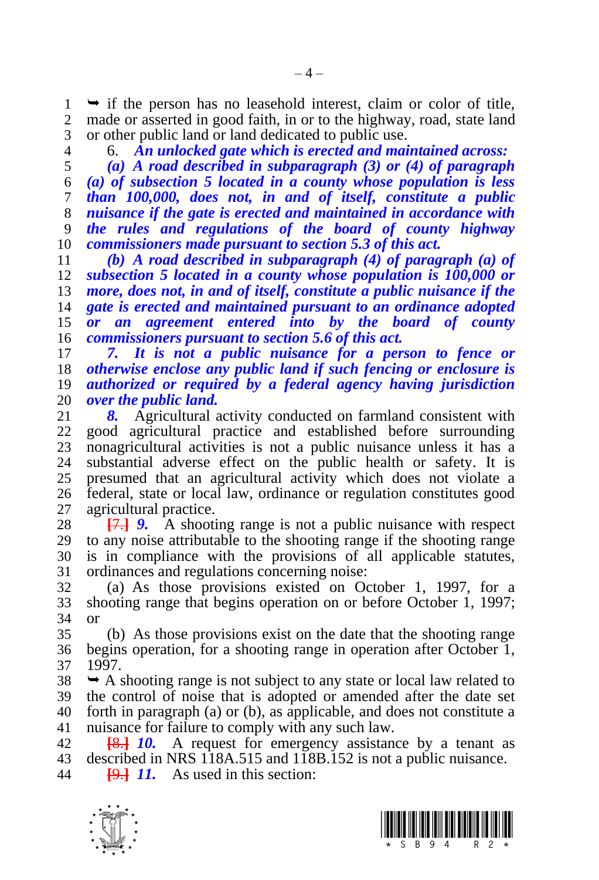➥ if the person has no leasehold interest, claim or color of title, made or asserted in good faith, in or to the highway, road, state land or other public land or land dedicated to public use.

6. ***An unlocked gate which is erected and maintained across:***

***(a) A road described in subparagraph (3) or (4) of paragraph (a) of subsection 5 located in a county whose population is less than 100,000, does not, in and of itself, constitute a public nuisance if the gate is erected and maintained in accordance with the rules and regulations of the board of county highway commissioners made pursuant to section 5.3 of this act.***

***(b) A road described in subparagraph (4) of paragraph (a) of subsection 5 located in a county whose population is 100,000 or more, does not, in and of itself, constitute a public nuisance if the gate is erected and maintained pursuant to an ordinance adopted or an agreement entered into by the board of county commissioners pursuant to section 5.6 of this act.***

***7. It is not a public nuisance for a person to fence or otherwise enclose any public land if such fencing or enclosure is authorized or required by a federal agency having jurisdiction over the public land.***

***8.*** Agricultural activity conducted on farmland consistent with good agricultural practice and established before surrounding nonagricultural activities is not a public nuisance unless it has a substantial adverse effect on the public health or safety. It is presumed that an agricultural activity which does not violate a federal, state or local law, ordinance or regulation constitutes good agricultural practice.

~~[7.]~~ ***9.*** A shooting range is not a public nuisance with respect to any noise attributable to the shooting range if the shooting range is in compliance with the provisions of all applicable statutes, ordinances and regulations concerning noise:

(a) As those provisions existed on October 1, 1997, for a shooting range that begins operation on or before October 1, 1997; or

(b) As those provisions exist on the date that the shooting range begins operation, for a shooting range in operation after October 1, 1997.

➥ A shooting range is not subject to any state or local law related to the control of noise that is adopted or amended after the date set forth in paragraph (a) or (b), as applicable, and does not constitute a nuisance for failure to comply with any such law.

~~[8.]~~ ***10.*** A request for emergency assistance by a tenant as described in NRS 118A.515 and 118B.152 is not a public nuisance.

~~[9.]~~ ***11.*** As used in this section: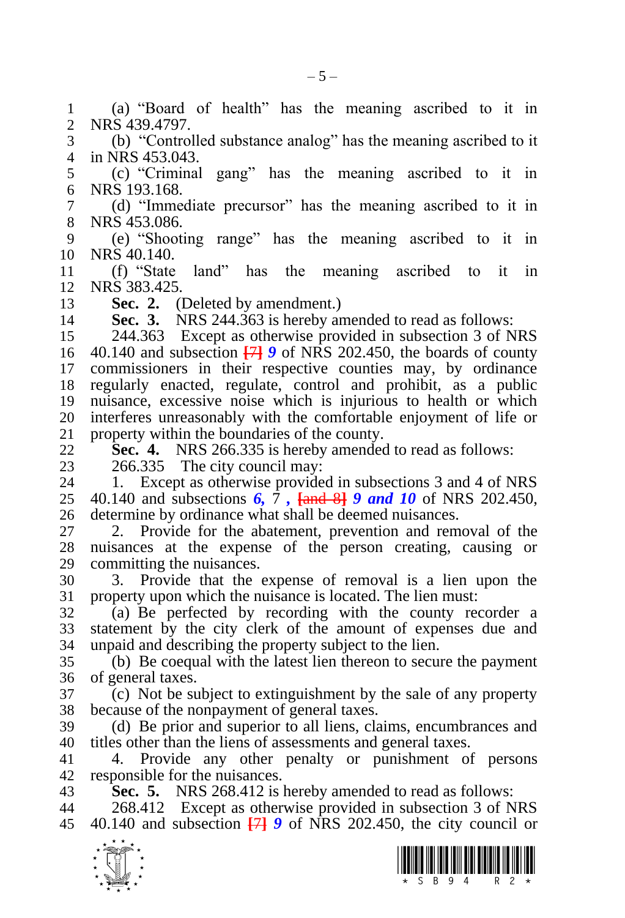(a) "Board of health" has the meaning ascribed to it in NRS 439.4797.

(b) "Controlled substance analog" has the meaning ascribed to it in NRS 453.043.

(c) "Criminal gang" has the meaning ascribed to it in NRS 193.168.

(d) "Immediate precursor" has the meaning ascribed to it in NRS 453.086.

(e) "Shooting range" has the meaning ascribed to it in NRS 40.140.

(f) "State land" has the meaning ascribed to it in NRS 383.425.

**Sec. 2.** (Deleted by amendment.)

**Sec. 3.** NRS 244.363 is hereby amended to read as follows:

244.363 Except as otherwise provided in subsection 3 of NRS 40.140 and subsection [7] ***9*** of NRS 202.450, the boards of county commissioners in their respective counties may, by ordinance regularly enacted, regulate, control and prohibit, as a public nuisance, excessive noise which is injurious to health or which interferes unreasonably with the comfortable enjoyment of life or property within the boundaries of the county.

**Sec. 4.** NRS 266.335 is hereby amended to read as follows:

266.335 The city council may:

1. Except as otherwise provided in subsections 3 and 4 of NRS 40.140 and subsections ***6,*** 7 ***,*** [and 8] ***9 and 10*** of NRS 202.450, determine by ordinance what shall be deemed nuisances.

2. Provide for the abatement, prevention and removal of the nuisances at the expense of the person creating, causing or committing the nuisances.

3. Provide that the expense of removal is a lien upon the property upon which the nuisance is located. The lien must:

(a) Be perfected by recording with the county recorder a statement by the city clerk of the amount of expenses due and unpaid and describing the property subject to the lien.

(b) Be coequal with the latest lien thereon to secure the payment of general taxes.

(c) Not be subject to extinguishment by the sale of any property because of the nonpayment of general taxes.

(d) Be prior and superior to all liens, claims, encumbrances and titles other than the liens of assessments and general taxes.

4. Provide any other penalty or punishment of persons responsible for the nuisances.

**Sec. 5.** NRS 268.412 is hereby amended to read as follows:

268.412 Except as otherwise provided in subsection 3 of NRS 40.140 and subsection [7] ***9*** of NRS 202.450, the city council or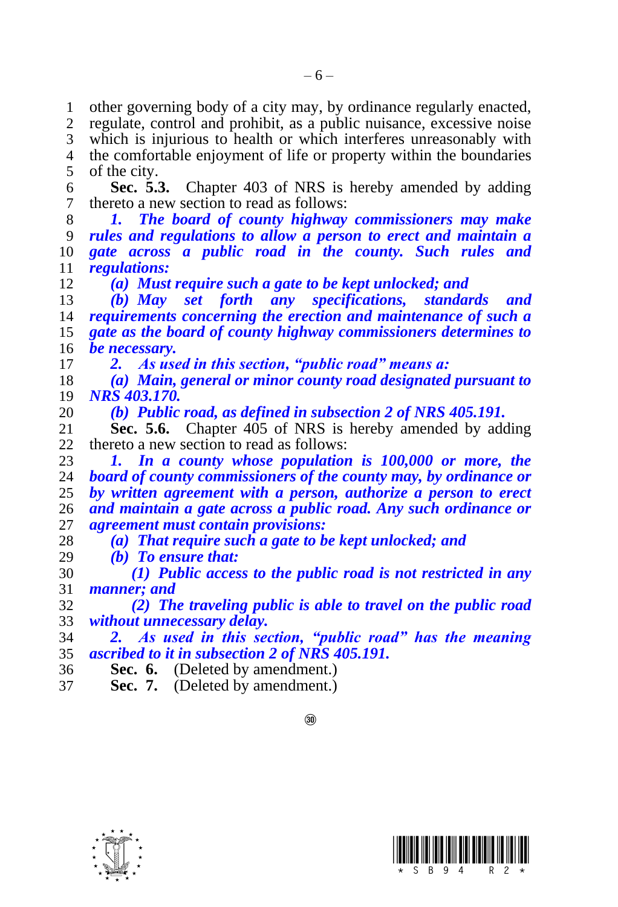other governing body of a city may, by ordinance regularly enacted, regulate, control and prohibit, as a public nuisance, excessive noise which is injurious to health or which interferes unreasonably with the comfortable enjoyment of life or property within the boundaries of the city.

**Sec. 5.3.** Chapter 403 of NRS is hereby amended by adding thereto a new section to read as follows:

***1. The board of county highway commissioners may make rules and regulations to allow a person to erect and maintain a gate across a public road in the county. Such rules and regulations:***

***(a) Must require such a gate to be kept unlocked; and***

***(b) May set forth any specifications, standards and requirements concerning the erection and maintenance of such a gate as the board of county highway commissioners determines to be necessary.***

***2. As used in this section, "public road" means a:***

***(a) Main, general or minor county road designated pursuant to NRS 403.170.***

***(b) Public road, as defined in subsection 2 of NRS 405.191.***

**Sec. 5.6.** Chapter 405 of NRS is hereby amended by adding thereto a new section to read as follows:

***1. In a county whose population is 100,000 or more, the board of county commissioners of the county may, by ordinance or by written agreement with a person, authorize a person to erect and maintain a gate across a public road. Any such ordinance or agreement must contain provisions:***

***(a) That require such a gate to be kept unlocked; and***

***(b) To ensure that:***

***(1) Public access to the public road is not restricted in any manner; and***

***(2) The traveling public is able to travel on the public road without unnecessary delay.***

***2. As used in this section, "public road" has the meaning ascribed to it in subsection 2 of NRS 405.191.***

**Sec. 6.** (Deleted by amendment.)

**Sec. 7.** (Deleted by amendment.)